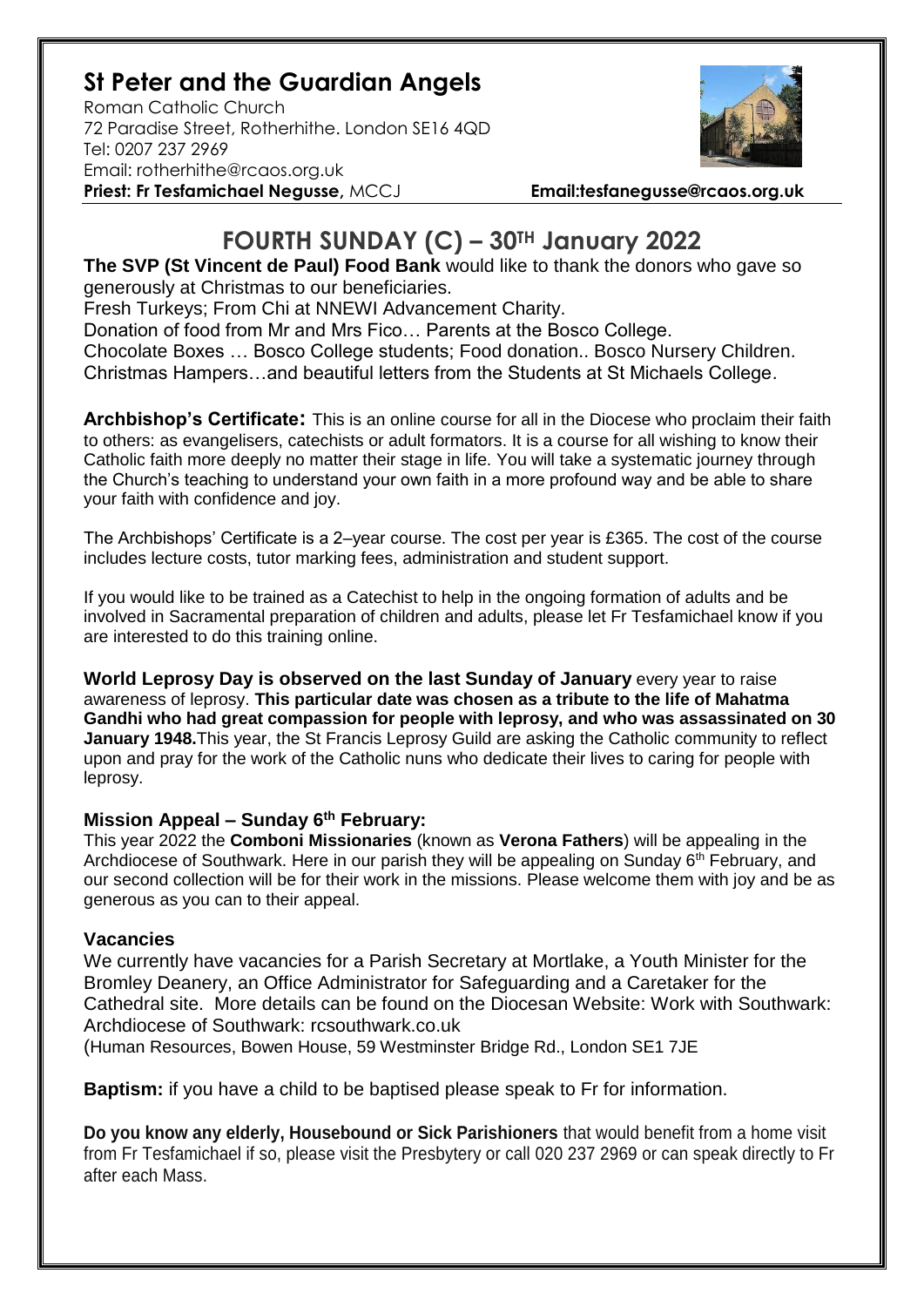# St Peter and the Guardian Angels

Roman Catholic Church
72 Paradise Street, Rotherhithe. London SE16 4QD
Tel: 0207 237 2969
Email: rotherhithe@rcaos.org.uk
**Priest: Fr Tesfamichael Negusse,** MCCJ **Email:tesfanegusse@rcaos.org.uk**

## FOURTH SUNDAY (C) – 30TH January 2022

**The SVP (St Vincent de Paul) Food Bank** would like to thank the donors who gave so generously at Christmas to our beneficiaries.
Fresh Turkeys; From Chi at NNEWI Advancement Charity.
Donation of food from Mr and Mrs Fico… Parents at the Bosco College.
Chocolate Boxes … Bosco College students; Food donation.. Bosco Nursery Children.
Christmas Hampers…and beautiful letters from the Students at St Michaels College.

**Archbishop's Certificate:** This is an online course for all in the Diocese who proclaim their faith to others: as evangelisers, catechists or adult formators. It is a course for all wishing to know their Catholic faith more deeply no matter their stage in life. You will take a systematic journey through the Church's teaching to understand your own faith in a more profound way and be able to share your faith with confidence and joy.

The Archbishops' Certificate is a 2–year course. The cost per year is £365. The cost of the course includes lecture costs, tutor marking fees, administration and student support.

If you would like to be trained as a Catechist to help in the ongoing formation of adults and be involved in Sacramental preparation of children and adults, please let Fr Tesfamichael know if you are interested to do this training online.

**World Leprosy Day is observed on the last Sunday of January** every year to raise awareness of leprosy. **This particular date was chosen as a tribute to the life of Mahatma Gandhi who had great compassion for people with leprosy, and who was assassinated on 30 January 1948.** This year, the St Francis Leprosy Guild are asking the Catholic community to reflect upon and pray for the work of the Catholic nuns who dedicate their lives to caring for people with leprosy.

**Mission Appeal – Sunday 6th February:**
This year 2022 the **Comboni Missionaries** (known as **Verona Fathers**) will be appealing in the Archdiocese of Southwark. Here in our parish they will be appealing on Sunday 6th February, and our second collection will be for their work in the missions. Please welcome them with joy and be as generous as you can to their appeal.

**Vacancies**
We currently have vacancies for a Parish Secretary at Mortlake, a Youth Minister for the Bromley Deanery, an Office Administrator for Safeguarding and a Caretaker for the Cathedral site. More details can be found on the Diocesan Website: Work with Southwark: Archdiocese of Southwark: rcsouthwark.co.uk
(Human Resources, Bowen House, 59 Westminster Bridge Rd., London SE1 7JE

**Baptism:** if you have a child to be baptised please speak to Fr for information.

**Do you know any elderly, Housebound or Sick Parishioners** that would benefit from a home visit from Fr Tesfamichael if so, please visit the Presbytery or call 020 237 2969 or can speak directly to Fr after each Mass.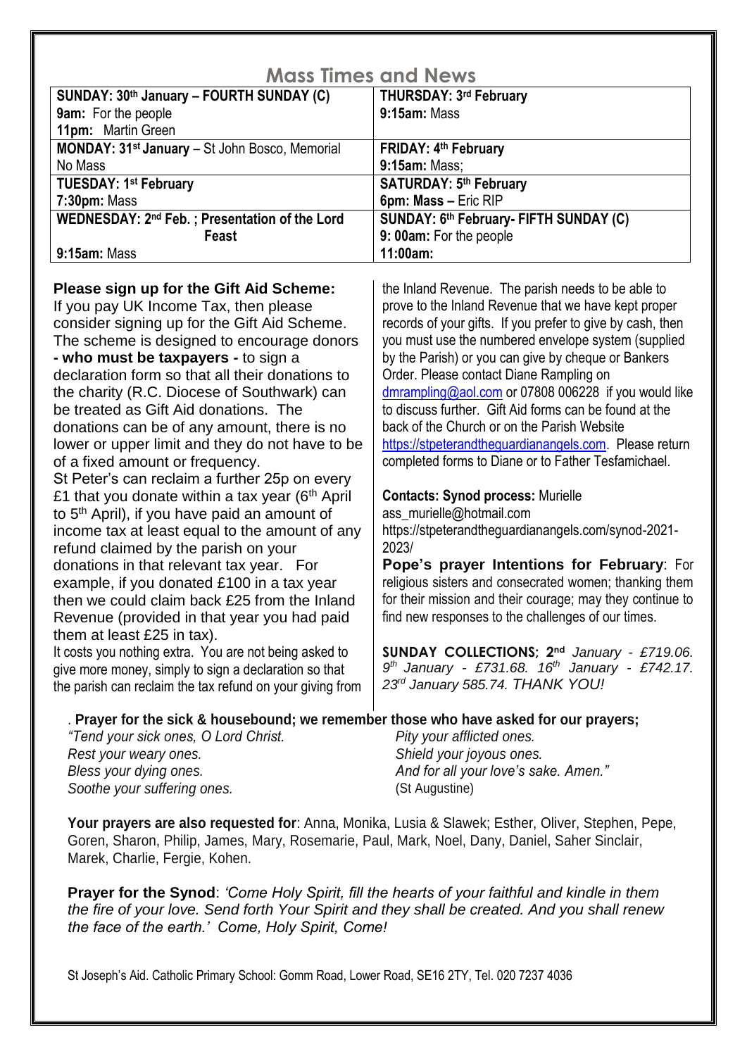# Mass Times and News

| | |
|---|---|
| **SUNDAY: 30th January – FOURTH SUNDAY (C)**<br>**9am:** For the people<br>**11pm:** Martin Green | **THURSDAY: 3rd February**<br>**9:15am:** Mass |
| **MONDAY: 31st January** – St John Bosco, Memorial<br>No Mass | **FRIDAY: 4th February**<br>**9:15am:** Mass; |
| **TUESDAY: 1st February**<br>**7:30pm:** Mass | **SATURDAY: 5th February**<br>**6pm: Mass –** Eric RIP |
| **WEDNESDAY: 2nd Feb. ; Presentation of the Lord Feast**<br>**9:15am:** Mass | **SUNDAY: 6th February- FIFTH SUNDAY (C)**<br>**9: 00am:** For the people<br>**11:00am:** |

**Please sign up for the Gift Aid Scheme:**
If you pay UK Income Tax, then please consider signing up for the Gift Aid Scheme. The scheme is designed to encourage donors **- who must be taxpayers -** to sign a declaration form so that all their donations to the charity (R.C. Diocese of Southwark) can be treated as Gift Aid donations. The donations can be of any amount, there is no lower or upper limit and they do not have to be of a fixed amount or frequency.
St Peter's can reclaim a further 25p on every £1 that you donate within a tax year (6th April to 5th April), if you have paid an amount of income tax at least equal to the amount of any refund claimed by the parish on your donations in that relevant tax year. For example, if you donated £100 in a tax year then we could claim back £25 from the Inland Revenue (provided in that year you had paid them at least £25 in tax).
It costs you nothing extra. You are not being asked to give more money, simply to sign a declaration so that the parish can reclaim the tax refund on your giving from the Inland Revenue. The parish needs to be able to prove to the Inland Revenue that we have kept proper records of your gifts. If you prefer to give by cash, then you must use the numbered envelope system (supplied by the Parish) or you can give by cheque or Bankers Order. Please contact Diane Rampling on dmrampling@aol.com or 07808 006228 if you would like to discuss further. Gift Aid forms can be found at the back of the Church or on the Parish Website https://stpeterandtheguardianangels.com. Please return completed forms to Diane or to Father Tesfamichael.

**Contacts: Synod process:** Murielle
ass_murielle@hotmail.com
https://stpeterandtheguardianangels.com/synod-2021-2023/

**Pope's prayer Intentions for February**: For religious sisters and consecrated women; thanking them for their mission and their courage; may they continue to find new responses to the challenges of our times.

**SUNDAY COLLECTIONS; 2nd** *January - £719.06. 9th January - £731.68. 16th January - £742.17. 23rd January 585.74. THANK YOU!*

. **Prayer for the sick & housebound; we remember those who have asked for our prayers;**

*"Tend your sick ones, O Lord Christ.*
*Rest your weary ones.*
*Bless your dying ones.*
*Soothe your suffering ones.*
*Pity your afflicted ones.*
*Shield your joyous ones.*
*And for all your love's sake. Amen."*
(St Augustine)

**Your prayers are also requested for**: Anna, Monika, Lusia & Slawek; Esther, Oliver, Stephen, Pepe, Goren, Sharon, Philip, James, Mary, Rosemarie, Paul, Mark, Noel, Dany, Daniel, Saher Sinclair, Marek, Charlie, Fergie, Kohen.

**Prayer for the Synod**: *'Come Holy Spirit, fill the hearts of your faithful and kindle in them the fire of your love. Send forth Your Spirit and they shall be created. And you shall renew the face of the earth.' Come, Holy Spirit, Come!*

St Joseph's Aid. Catholic Primary School: Gomm Road, Lower Road, SE16 2TY, Tel. 020 7237 4036